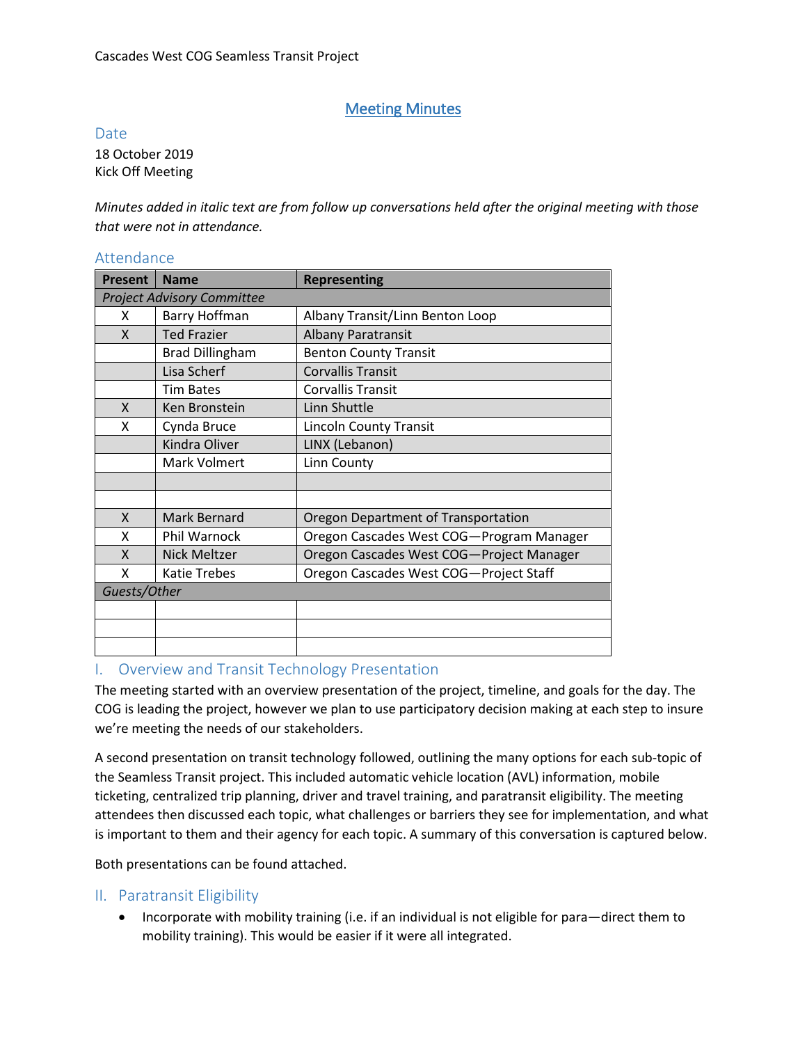Cascades West COG Seamless Transit Project

# Meeting Minutes

## Date

18 October 2019
Kick Off Meeting

*Minutes added in italic text are from follow up conversations held after the original meeting with those that were not in attendance.*

## Attendance

| Present | Name | Representing |
|---|---|---|
| *Project Advisory Committee* | | |
| X | Barry Hoffman | Albany Transit/Linn Benton Loop |
| X | Ted Frazier | Albany Paratransit |
| | Brad Dillingham | Benton County Transit |
| | Lisa Scherf | Corvallis Transit |
| | Tim Bates | Corvallis Transit |
| X | Ken Bronstein | Linn Shuttle |
| X | Cynda Bruce | Lincoln County Transit |
| | Kindra Oliver | LINX (Lebanon) |
| | Mark Volmert | Linn County |
| | | |
| | | |
| X | Mark Bernard | Oregon Department of Transportation |
| X | Phil Warnock | Oregon Cascades West COG—Program Manager |
| X | Nick Meltzer | Oregon Cascades West COG—Project Manager |
| X | Katie Trebes | Oregon Cascades West COG—Project Staff |
| *Guests/Other* | | |
| | | |
| | | |
| | | |

## I. Overview and Transit Technology Presentation

The meeting started with an overview presentation of the project, timeline, and goals for the day. The COG is leading the project, however we plan to use participatory decision making at each step to insure we're meeting the needs of our stakeholders.

A second presentation on transit technology followed, outlining the many options for each sub-topic of the Seamless Transit project. This included automatic vehicle location (AVL) information, mobile ticketing, centralized trip planning, driver and travel training, and paratransit eligibility. The meeting attendees then discussed each topic, what challenges or barriers they see for implementation, and what is important to them and their agency for each topic. A summary of this conversation is captured below.

Both presentations can be found attached.

## II. Paratransit Eligibility

- Incorporate with mobility training (i.e. if an individual is not eligible for para—direct them to mobility training). This would be easier if it were all integrated.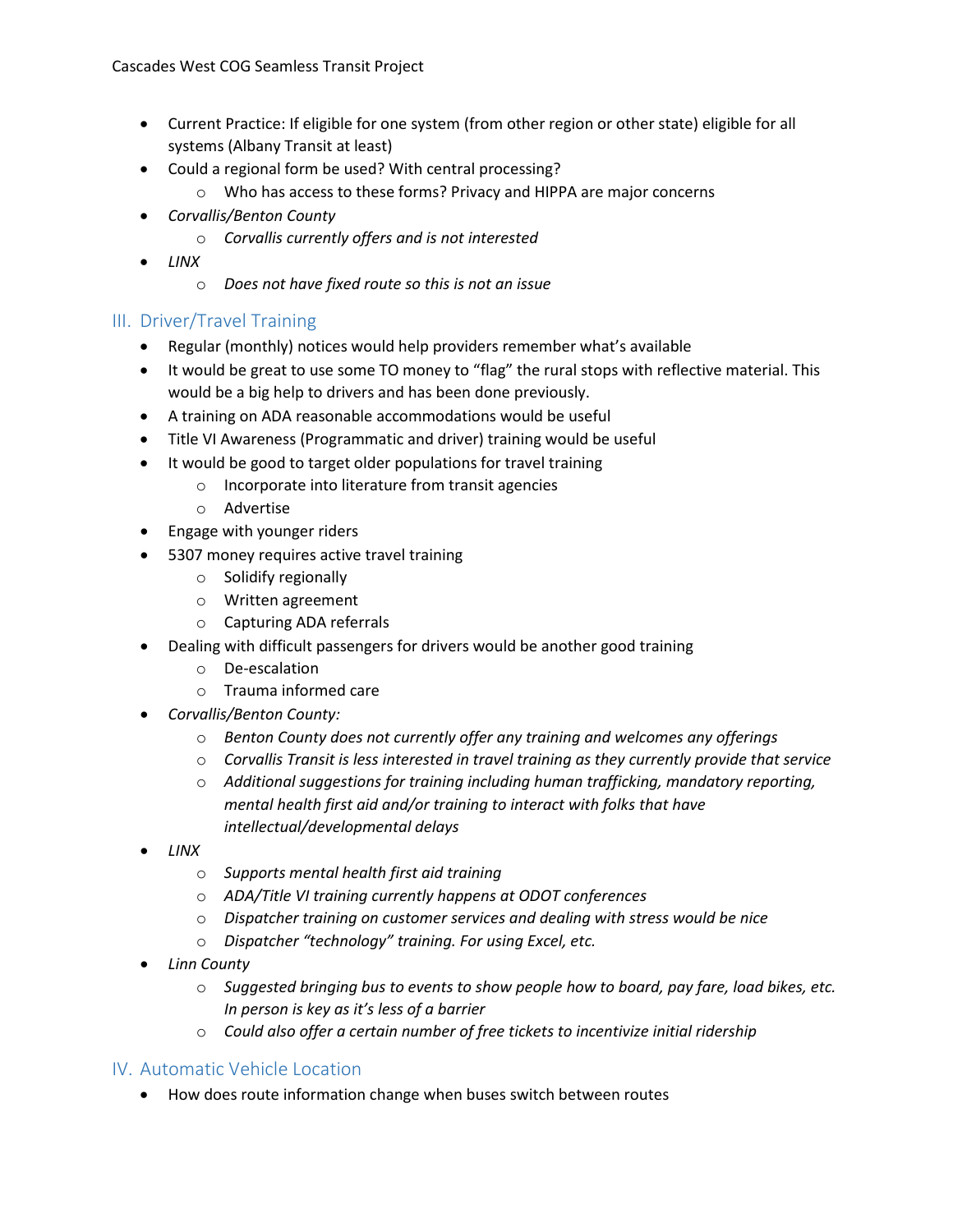- Current Practice: If eligible for one system (from other region or other state) eligible for all systems (Albany Transit at least)
- Could a regional form be used? With central processing?
  - Who has access to these forms? Privacy and HIPPA are major concerns
- *Corvallis/Benton County*
  - *Corvallis currently offers and is not interested*
- *LINX*
  - *Does not have fixed route so this is not an issue*

## III. Driver/Travel Training

- Regular (monthly) notices would help providers remember what's available
- It would be great to use some TO money to "flag" the rural stops with reflective material. This would be a big help to drivers and has been done previously.
- A training on ADA reasonable accommodations would be useful
- Title VI Awareness (Programmatic and driver) training would be useful
- It would be good to target older populations for travel training
  - Incorporate into literature from transit agencies
  - Advertise
- Engage with younger riders
- 5307 money requires active travel training
  - Solidify regionally
  - Written agreement
  - Capturing ADA referrals
- Dealing with difficult passengers for drivers would be another good training
  - De-escalation
  - Trauma informed care
- *Corvallis/Benton County:*
  - *Benton County does not currently offer any training and welcomes any offerings*
  - *Corvallis Transit is less interested in travel training as they currently provide that service*
  - *Additional suggestions for training including human trafficking, mandatory reporting, mental health first aid and/or training to interact with folks that have intellectual/developmental delays*
- *LINX*
  - *Supports mental health first aid training*
  - *ADA/Title VI training currently happens at ODOT conferences*
  - *Dispatcher training on customer services and dealing with stress would be nice*
  - *Dispatcher "technology" training. For using Excel, etc.*
- *Linn County*
  - *Suggested bringing bus to events to show people how to board, pay fare, load bikes, etc. In person is key as it's less of a barrier*
  - *Could also offer a certain number of free tickets to incentivize initial ridership*

## IV. Automatic Vehicle Location

- How does route information change when buses switch between routes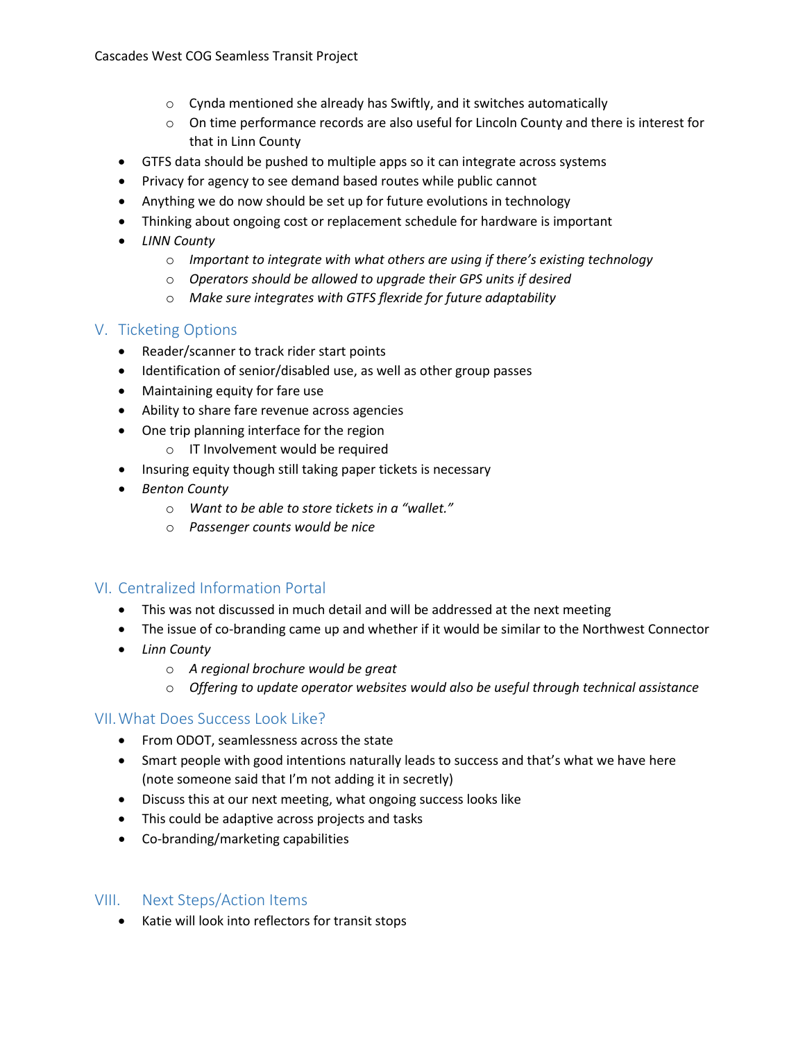- Cynda mentioned she already has Swiftly, and it switches automatically
  - On time performance records are also useful for Lincoln County and there is interest for that in Linn County
- GTFS data should be pushed to multiple apps so it can integrate across systems
- Privacy for agency to see demand based routes while public cannot
- Anything we do now should be set up for future evolutions in technology
- Thinking about ongoing cost or replacement schedule for hardware is important
- *LINN County*
  - *Important to integrate with what others are using if there's existing technology*
  - *Operators should be allowed to upgrade their GPS units if desired*
  - *Make sure integrates with GTFS flexride for future adaptability*

## V. Ticketing Options

- Reader/scanner to track rider start points
- Identification of senior/disabled use, as well as other group passes
- Maintaining equity for fare use
- Ability to share fare revenue across agencies
- One trip planning interface for the region
  - IT Involvement would be required
- Insuring equity though still taking paper tickets is necessary
- *Benton County*
  - *Want to be able to store tickets in a "wallet."*
  - *Passenger counts would be nice*

## VI. Centralized Information Portal

- This was not discussed in much detail and will be addressed at the next meeting
- The issue of co-branding came up and whether if it would be similar to the Northwest Connector
- *Linn County*
  - *A regional brochure would be great*
  - *Offering to update operator websites would also be useful through technical assistance*

## VII. What Does Success Look Like?

- From ODOT, seamlessness across the state
- Smart people with good intentions naturally leads to success and that's what we have here (note someone said that I'm not adding it in secretly)
- Discuss this at our next meeting, what ongoing success looks like
- This could be adaptive across projects and tasks
- Co-branding/marketing capabilities

## VIII. Next Steps/Action Items

- Katie will look into reflectors for transit stops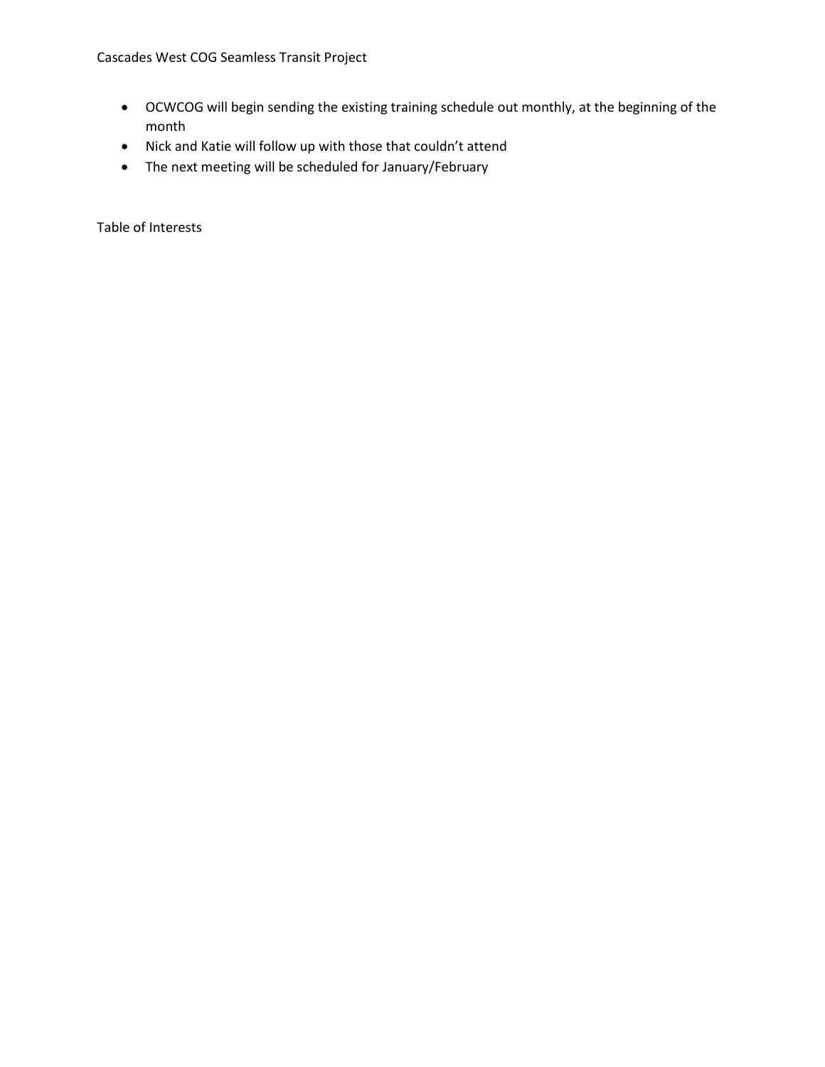- OCWCOG will begin sending the existing training schedule out monthly, at the beginning of the month
- Nick and Katie will follow up with those that couldn't attend
- The next meeting will be scheduled for January/February

Table of Interests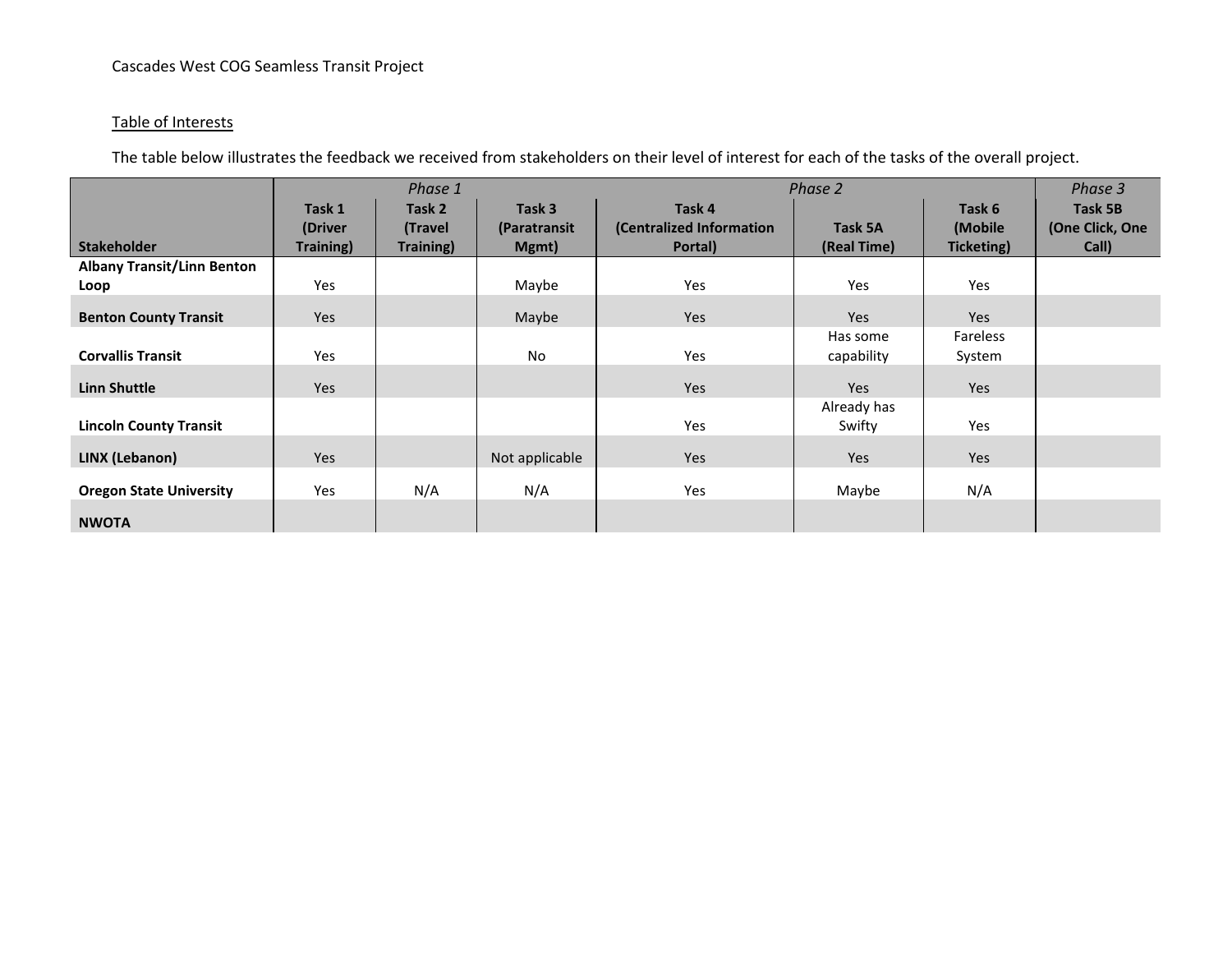Cascades West COG Seamless Transit Project

Table of Interests

The table below illustrates the feedback we received from stakeholders on their level of interest for each of the tasks of the overall project.

| | *Phase 1* | | | *Phase 2* | | | *Phase 3* |
|---|---|---|---|---|---|---|---|
| **Stakeholder** | **Task 1 (Driver Training)** | **Task 2 (Travel Training)** | **Task 3 (Paratransit Mgmt)** | **Task 4 (Centralized Information Portal)** | **Task 5A (Real Time)** | **Task 6 (Mobile Ticketing)** | **Task 5B (One Click, One Call)** |
| **Albany Transit/Linn Benton Loop** | Yes | | Maybe | Yes | Yes | Yes | |
| **Benton County Transit** | Yes | | Maybe | Yes | Yes | Yes | |
| **Corvallis Transit** | Yes | | No | Yes | Has some capability | Fareless System | |
| **Linn Shuttle** | Yes | | | Yes | Yes | Yes | |
| **Lincoln County Transit** | | | | Yes | Already has Swifty | Yes | |
| **LINX (Lebanon)** | Yes | | Not applicable | Yes | Yes | Yes | |
| **Oregon State University** | Yes | N/A | N/A | Yes | Maybe | N/A | |
| **NWOTA** | | | | | | | |